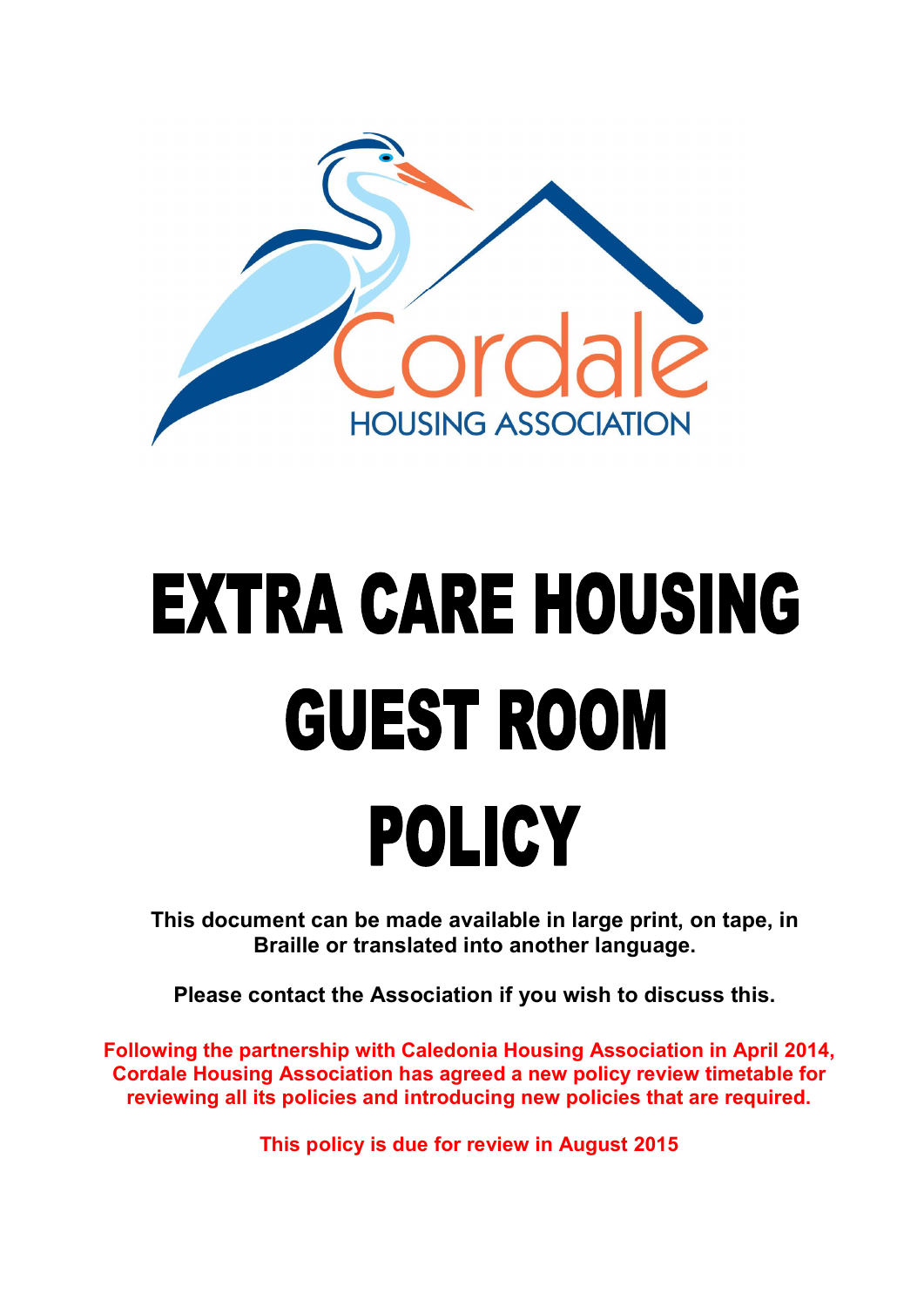Cordale

HOUSING ASSOCIATION

# EXTRA CARE HOUSING GUEST ROOM POLICY

**This document can be made available in large print, on tape, in Braille or translated into another language.**

**Please contact the Association if you wish to discuss this.**

**Following the partnership with Caledonia Housing Association in April 2014, Cordale Housing Association has agreed a new policy review timetable for reviewing all its policies and introducing new policies that are required.**

**This policy is due for review in August 2015**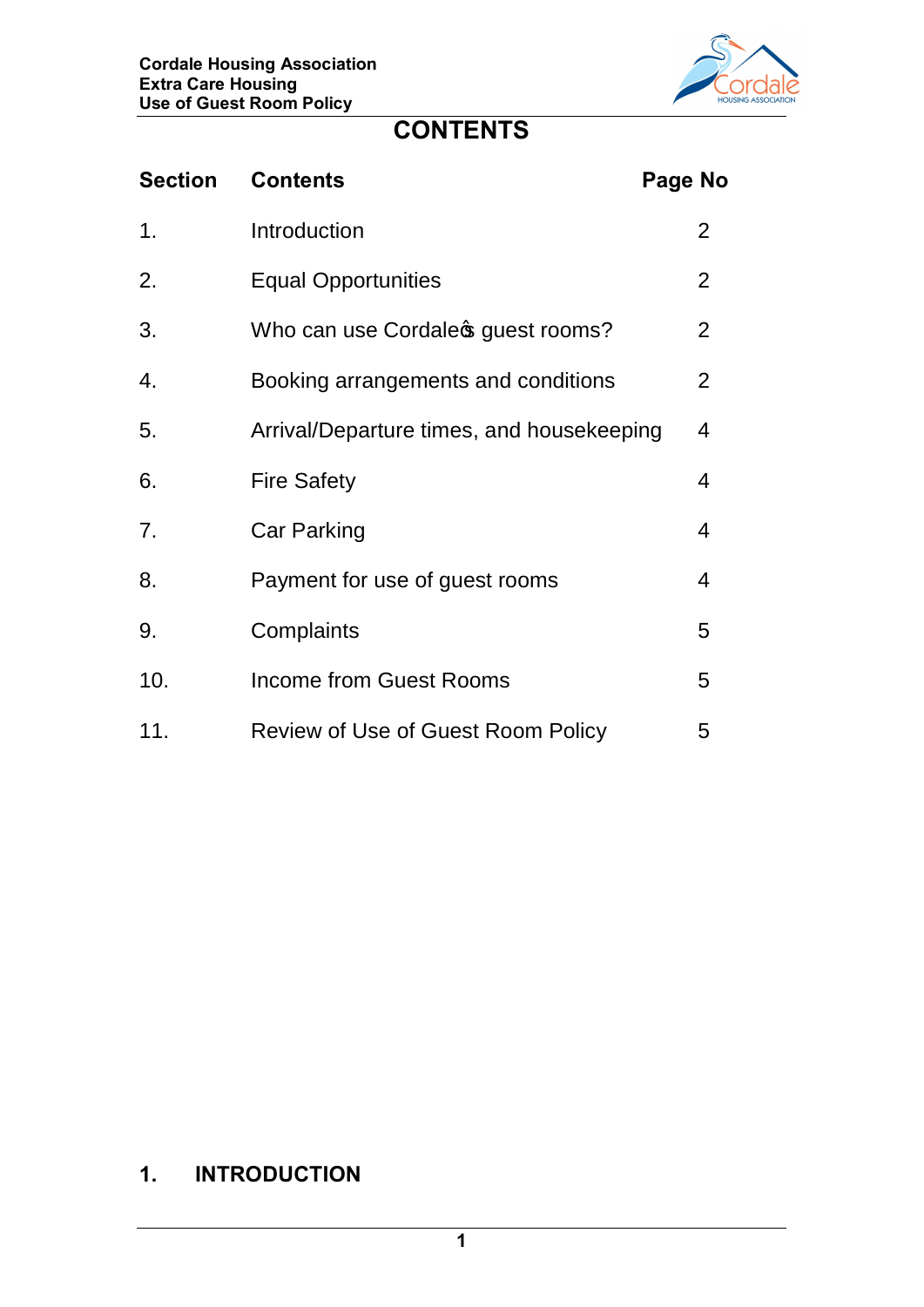# CONTENTS

| Section | Contents | Page No |
|---|---|---|
| 1. | Introduction | 2 |
| 2. | Equal Opportunities | 2 |
| 3. | Who can use Cordale's guest rooms? | 2 |
| 4. | Booking arrangements and conditions | 2 |
| 5. | Arrival/Departure times, and housekeeping | 4 |
| 6. | Fire Safety | 4 |
| 7. | Car Parking | 4 |
| 8. | Payment for use of guest rooms | 4 |
| 9. | Complaints | 5 |
| 10. | Income from Guest Rooms | 5 |
| 11. | Review of Use of Guest Room Policy | 5 |

## 1. INTRODUCTION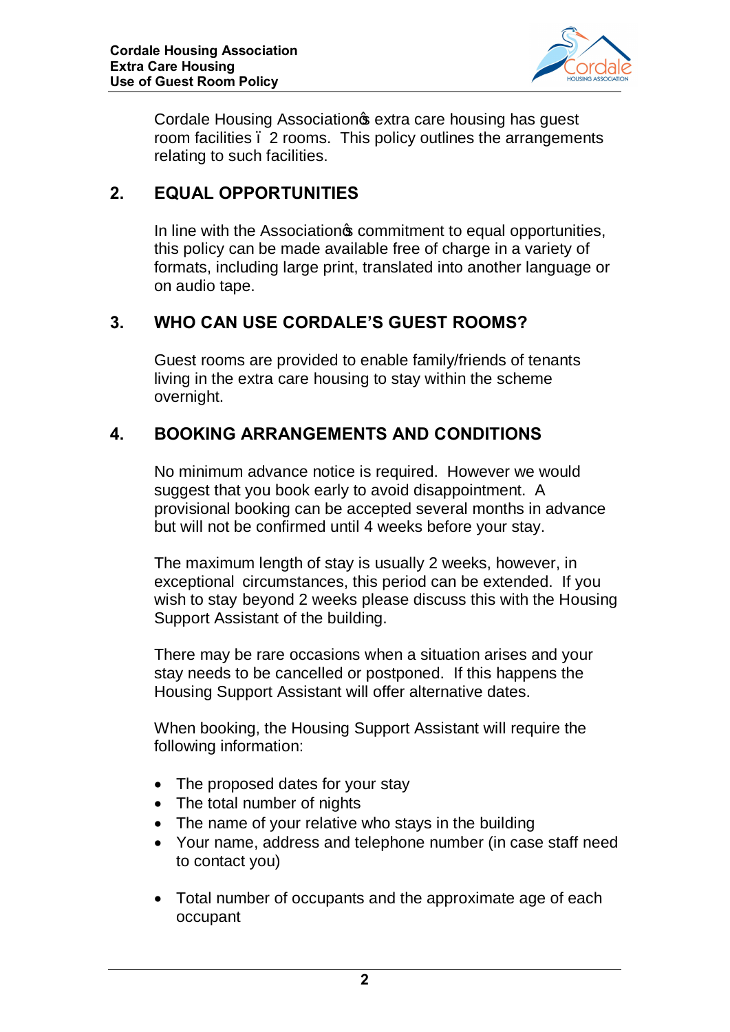Cordale Housing Association's extra care housing has guest room facilities – 2 rooms. This policy outlines the arrangements relating to such facilities.

## 2. EQUAL OPPORTUNITIES

In line with the Association's commitment to equal opportunities, this policy can be made available free of charge in a variety of formats, including large print, translated into another language or on audio tape.

## 3. WHO CAN USE CORDALE'S GUEST ROOMS?

Guest rooms are provided to enable family/friends of tenants living in the extra care housing to stay within the scheme overnight.

## 4. BOOKING ARRANGEMENTS AND CONDITIONS

No minimum advance notice is required. However we would suggest that you book early to avoid disappointment. A provisional booking can be accepted several months in advance but will not be confirmed until 4 weeks before your stay.

The maximum length of stay is usually 2 weeks, however, in exceptional circumstances, this period can be extended. If you wish to stay beyond 2 weeks please discuss this with the Housing Support Assistant of the building.

There may be rare occasions when a situation arises and your stay needs to be cancelled or postponed. If this happens the Housing Support Assistant will offer alternative dates.

When booking, the Housing Support Assistant will require the following information:

- The proposed dates for your stay
- The total number of nights
- The name of your relative who stays in the building
- Your name, address and telephone number (in case staff need to contact you)
- Total number of occupants and the approximate age of each occupant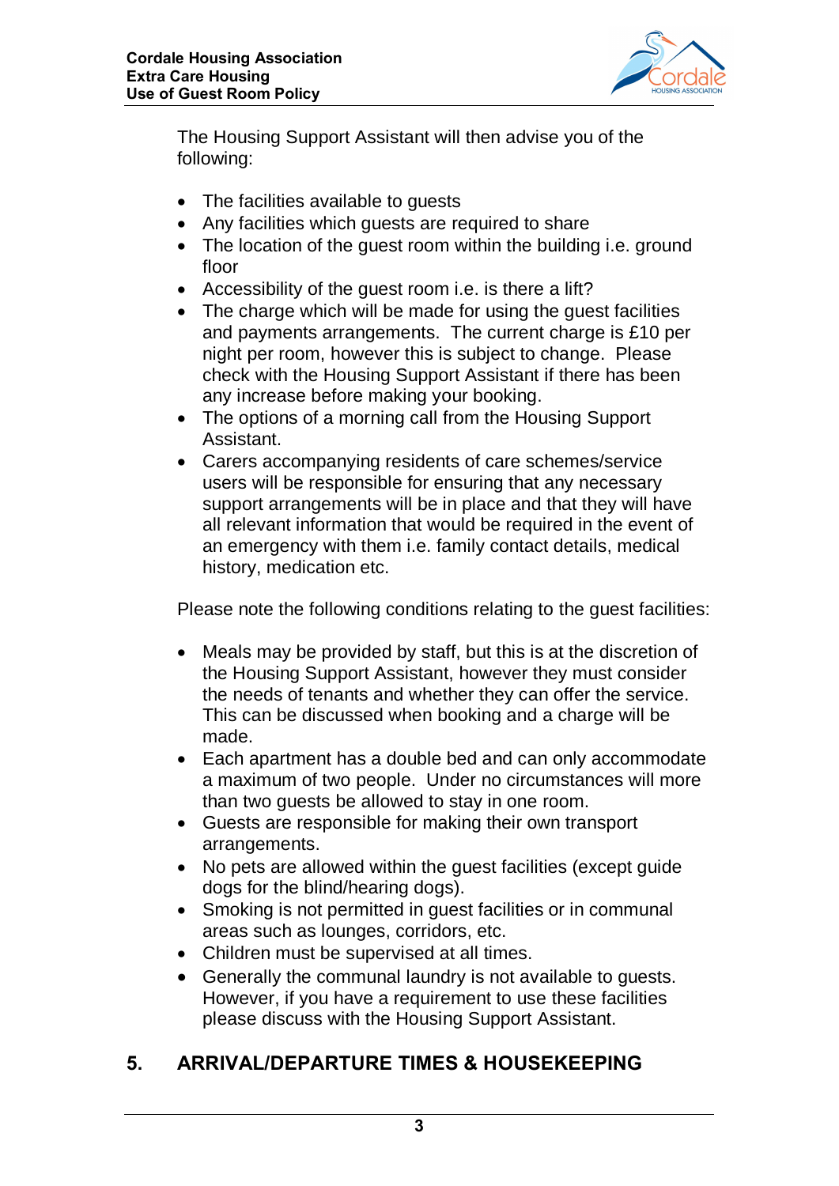The Housing Support Assistant will then advise you of the following:

- The facilities available to guests
- Any facilities which guests are required to share
- The location of the guest room within the building i.e. ground floor
- Accessibility of the guest room i.e. is there a lift?
- The charge which will be made for using the guest facilities and payments arrangements. The current charge is £10 per night per room, however this is subject to change. Please check with the Housing Support Assistant if there has been any increase before making your booking.
- The options of a morning call from the Housing Support Assistant.
- Carers accompanying residents of care schemes/service users will be responsible for ensuring that any necessary support arrangements will be in place and that they will have all relevant information that would be required in the event of an emergency with them i.e. family contact details, medical history, medication etc.

Please note the following conditions relating to the guest facilities:

- Meals may be provided by staff, but this is at the discretion of the Housing Support Assistant, however they must consider the needs of tenants and whether they can offer the service. This can be discussed when booking and a charge will be made.
- Each apartment has a double bed and can only accommodate a maximum of two people. Under no circumstances will more than two guests be allowed to stay in one room.
- Guests are responsible for making their own transport arrangements.
- No pets are allowed within the guest facilities (except guide dogs for the blind/hearing dogs).
- Smoking is not permitted in guest facilities or in communal areas such as lounges, corridors, etc.
- Children must be supervised at all times.
- Generally the communal laundry is not available to guests. However, if you have a requirement to use these facilities please discuss with the Housing Support Assistant.

## 5. ARRIVAL/DEPARTURE TIMES & HOUSEKEEPING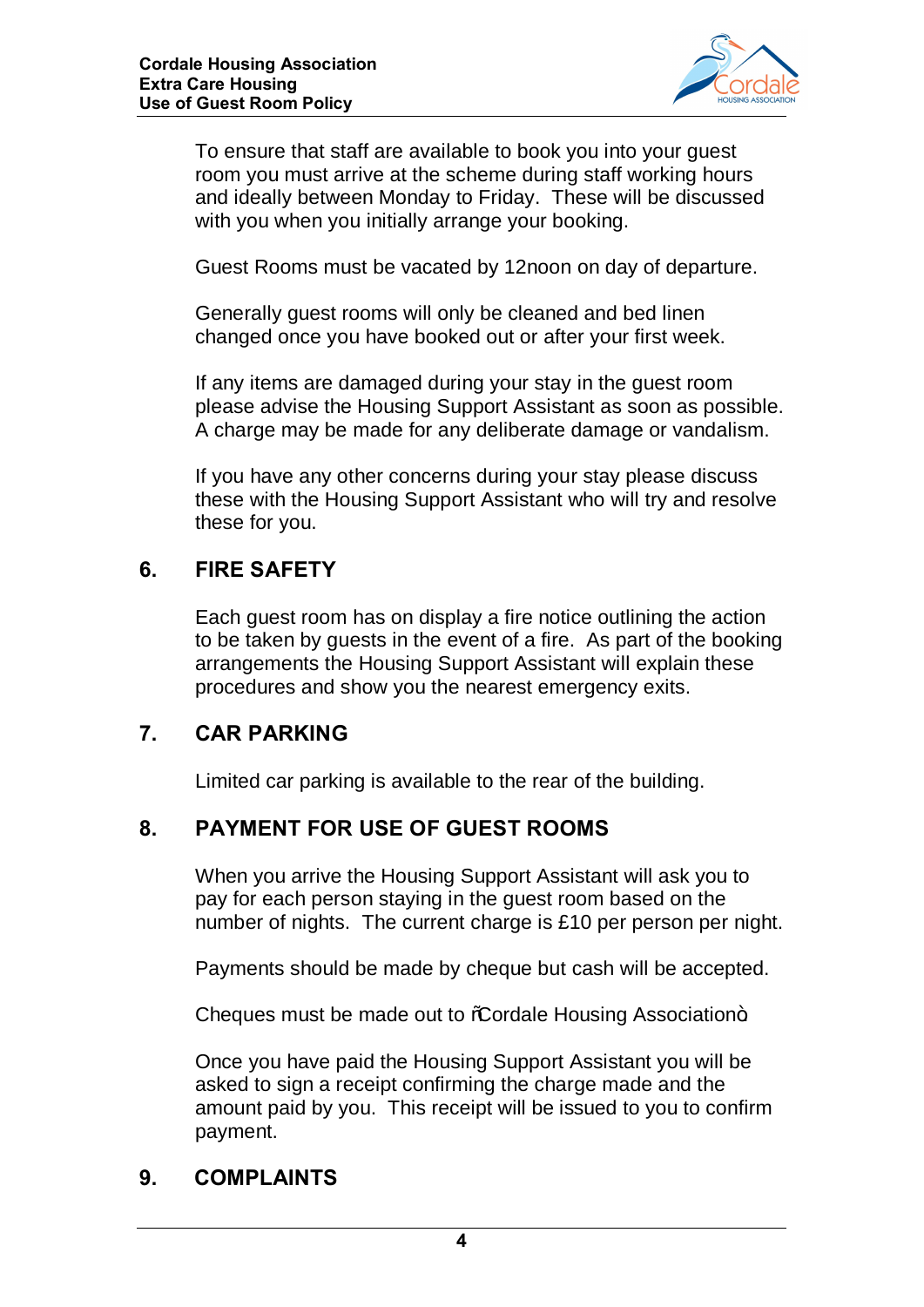To ensure that staff are available to book you into your guest room you must arrive at the scheme during staff working hours and ideally between Monday to Friday. These will be discussed with you when you initially arrange your booking.

Guest Rooms must be vacated by 12noon on day of departure.

Generally guest rooms will only be cleaned and bed linen changed once you have booked out or after your first week.

If any items are damaged during your stay in the guest room please advise the Housing Support Assistant as soon as possible. A charge may be made for any deliberate damage or vandalism.

If you have any other concerns during your stay please discuss these with the Housing Support Assistant who will try and resolve these for you.

## 6. FIRE SAFETY

Each guest room has on display a fire notice outlining the action to be taken by guests in the event of a fire. As part of the booking arrangements the Housing Support Assistant will explain these procedures and show you the nearest emergency exits.

## 7. CAR PARKING

Limited car parking is available to the rear of the building.

## 8. PAYMENT FOR USE OF GUEST ROOMS

When you arrive the Housing Support Assistant will ask you to pay for each person staying in the guest room based on the number of nights. The current charge is £10 per person per night.

Payments should be made by cheque but cash will be accepted.

Cheques must be made out to "Cordale Housing Association"

Once you have paid the Housing Support Assistant you will be asked to sign a receipt confirming the charge made and the amount paid by you. This receipt will be issued to you to confirm payment.

## 9. COMPLAINTS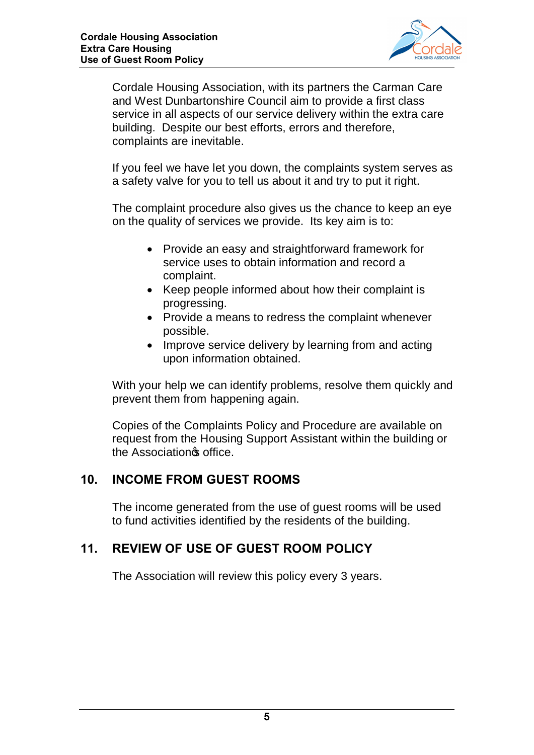Cordale Housing Association, with its partners the Carman Care and West Dunbartonshire Council aim to provide a first class service in all aspects of our service delivery within the extra care building. Despite our best efforts, errors and therefore, complaints are inevitable.

If you feel we have let you down, the complaints system serves as a safety valve for you to tell us about it and try to put it right.

The complaint procedure also gives us the chance to keep an eye on the quality of services we provide. Its key aim is to:

- Provide an easy and straightforward framework for service uses to obtain information and record a complaint.
- Keep people informed about how their complaint is progressing.
- Provide a means to redress the complaint whenever possible.
- Improve service delivery by learning from and acting upon information obtained.

With your help we can identify problems, resolve them quickly and prevent them from happening again.

Copies of the Complaints Policy and Procedure are available on request from the Housing Support Assistant within the building or the Association's office.

## 10. INCOME FROM GUEST ROOMS

The income generated from the use of guest rooms will be used to fund activities identified by the residents of the building.

## 11. REVIEW OF USE OF GUEST ROOM POLICY

The Association will review this policy every 3 years.